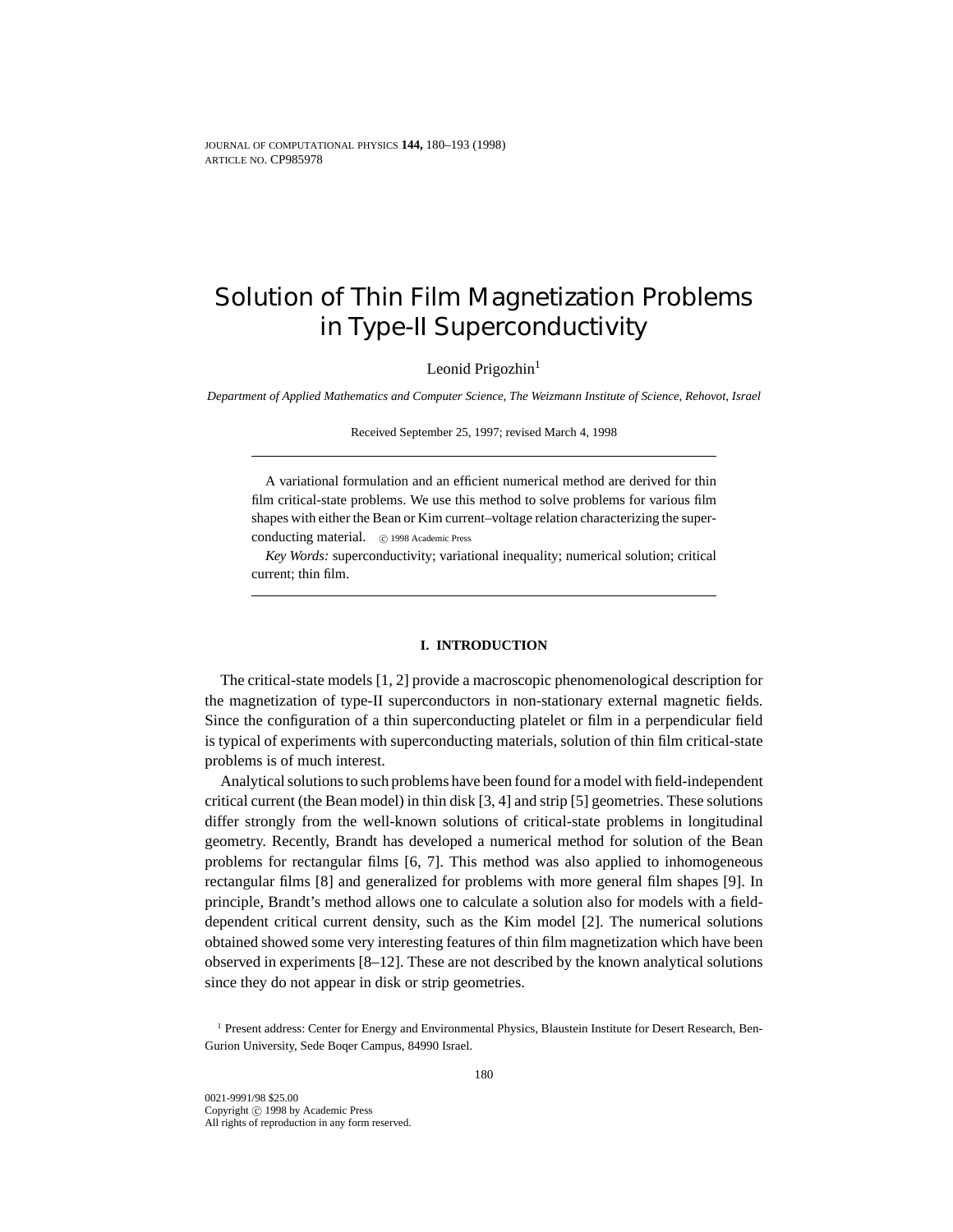# Solution of Thin Film Magnetization Problems in Type-II Superconductivity

Leonid Prigozhin[1]

*Department of Applied Mathematics and Computer Science, The Weizmann Institute of Science, Rehovot, Israel*

Received September 25, 1997; revised March 4, 1998

---

A variational formulation and an efficient numerical method are derived for thin film critical-state problems. We use this method to solve problems for various film shapes with either the Bean or Kim current–voltage relation characterizing the superconducting material. © 1998 Academic Press

*Key Words:* superconductivity; variational inequality; numerical solution; critical current; thin film.

---

## I. INTRODUCTION

The critical-state models [1, 2] provide a macroscopic phenomenological description for the magnetization of type-II superconductors in non-stationary external magnetic fields. Since the configuration of a thin superconducting platelet or film in a perpendicular field is typical of experiments with superconducting materials, solution of thin film critical-state problems is of much interest.

Analytical solutions to such problems have been found for a model with field-independent critical current (the Bean model) in thin disk [3, 4] and strip [5] geometries. These solutions differ strongly from the well-known solutions of critical-state problems in longitudinal geometry. Recently, Brandt has developed a numerical method for solution of the Bean problems for rectangular films [6, 7]. This method was also applied to inhomogeneous rectangular films [8] and generalized for problems with more general film shapes [9]. In principle, Brandt's method allows one to calculate a solution also for models with a field-dependent critical current density, such as the Kim model [2]. The numerical solutions obtained showed some very interesting features of thin film magnetization which have been observed in experiments [8–12]. These are not described by the known analytical solutions since they do not appear in disk or strip geometries.

[1] Present address: Center for Energy and Environmental Physics, Blaustein Institute for Desert Research, Ben-Gurion University, Sede Boqer Campus, 84990 Israel.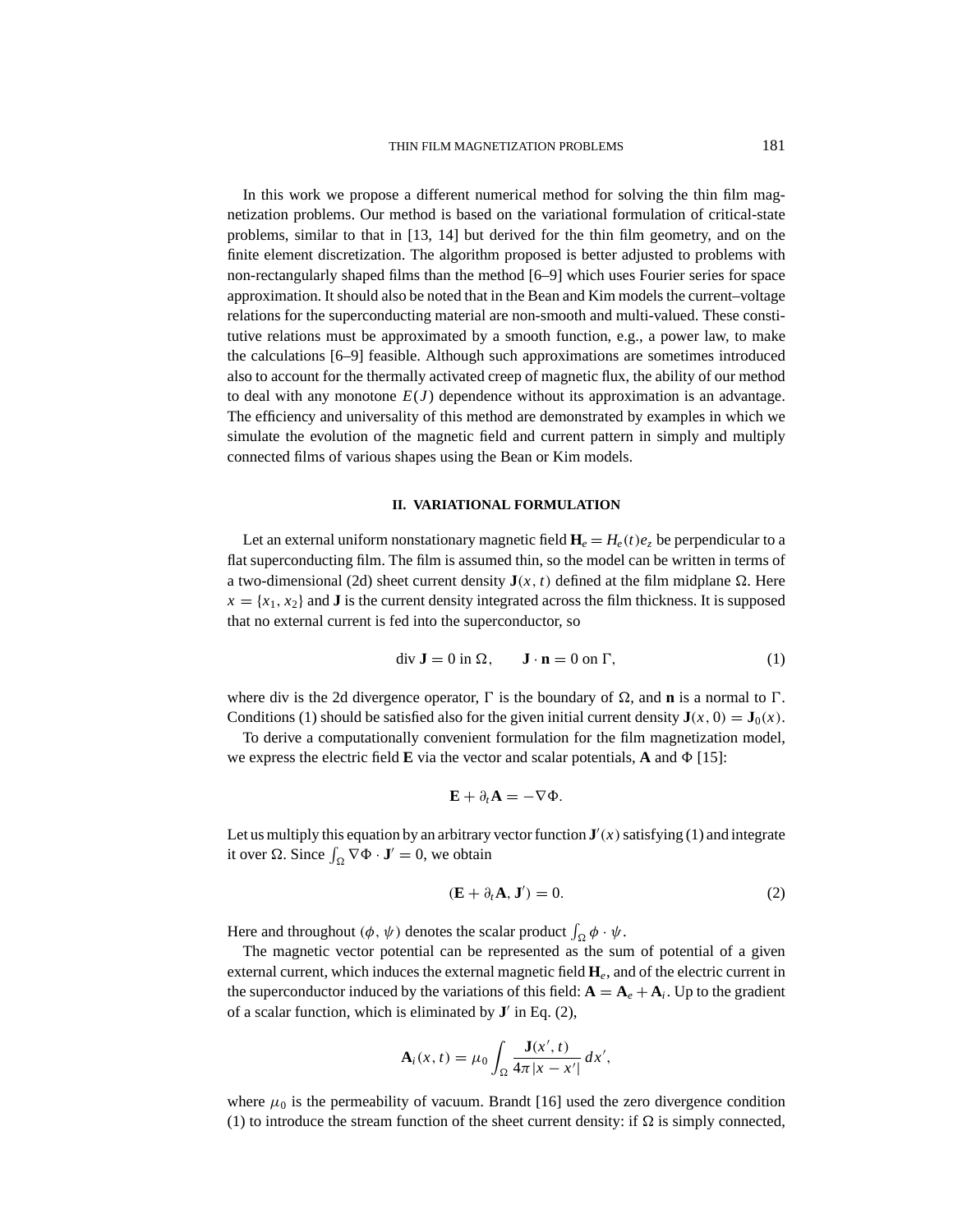In this work we propose a different numerical method for solving the thin film magnetization problems. Our method is based on the variational formulation of critical-state problems, similar to that in [13, 14] but derived for the thin film geometry, and on the finite element discretization. The algorithm proposed is better adjusted to problems with non-rectangularly shaped films than the method [6–9] which uses Fourier series for space approximation. It should also be noted that in the Bean and Kim models the current–voltage relations for the superconducting material are non-smooth and multi-valued. These constitutive relations must be approximated by a smooth function, e.g., a power law, to make the calculations [6–9] feasible. Although such approximations are sometimes introduced also to account for the thermally activated creep of magnetic flux, the ability of our method to deal with any monotone $E(J)$ dependence without its approximation is an advantage. The efficiency and universality of this method are demonstrated by examples in which we simulate the evolution of the magnetic field and current pattern in simply and multiply connected films of various shapes using the Bean or Kim models.

## II. VARIATIONAL FORMULATION

Let an external uniform nonstationary magnetic field $\mathbf{H}_e = H_e(t)e_z$ be perpendicular to a flat superconducting film. The film is assumed thin, so the model can be written in terms of a two-dimensional (2d) sheet current density $\mathbf{J}(x, t)$ defined at the film midplane $\Omega$. Here $x = \{x_1, x_2\}$ and $\mathbf{J}$ is the current density integrated across the film thickness. It is supposed that no external current is fed into the superconductor, so

$$\text{div}\, \mathbf{J} = 0 \text{ in } \Omega, \qquad \mathbf{J} \cdot \mathbf{n} = 0 \text{ on } \Gamma, \tag{1}$$

where div is the 2d divergence operator, $\Gamma$ is the boundary of $\Omega$, and $\mathbf{n}$ is a normal to $\Gamma$. Conditions (1) should be satisfied also for the given initial current density $\mathbf{J}(x, 0) = \mathbf{J}_0(x)$.

To derive a computationally convenient formulation for the film magnetization model, we express the electric field $\mathbf{E}$ via the vector and scalar potentials, $\mathbf{A}$ and $\Phi$ [15]:

$$\mathbf{E} + \partial_t \mathbf{A} = -\nabla \Phi.$$

Let us multiply this equation by an arbitrary vector function $\mathbf{J}'(x)$ satisfying (1) and integrate it over $\Omega$. Since $\int_\Omega \nabla \Phi \cdot \mathbf{J}' = 0$, we obtain

$$(\mathbf{E} + \partial_t \mathbf{A}, \mathbf{J}') = 0. \tag{2}$$

Here and throughout $(\phi, \psi)$ denotes the scalar product $\int_\Omega \phi \cdot \psi$.

The magnetic vector potential can be represented as the sum of potential of a given external current, which induces the external magnetic field $\mathbf{H}_e$, and of the electric current in the superconductor induced by the variations of this field: $\mathbf{A} = \mathbf{A}_e + \mathbf{A}_i$. Up to the gradient of a scalar function, which is eliminated by $\mathbf{J}'$ in Eq. (2),

$$\mathbf{A}_i(x, t) = \mu_0 \int_\Omega \frac{\mathbf{J}(x', t)}{4\pi |x - x'|}\, dx',$$

where $\mu_0$ is the permeability of vacuum. Brandt [16] used the zero divergence condition (1) to introduce the stream function of the sheet current density: if $\Omega$ is simply connected,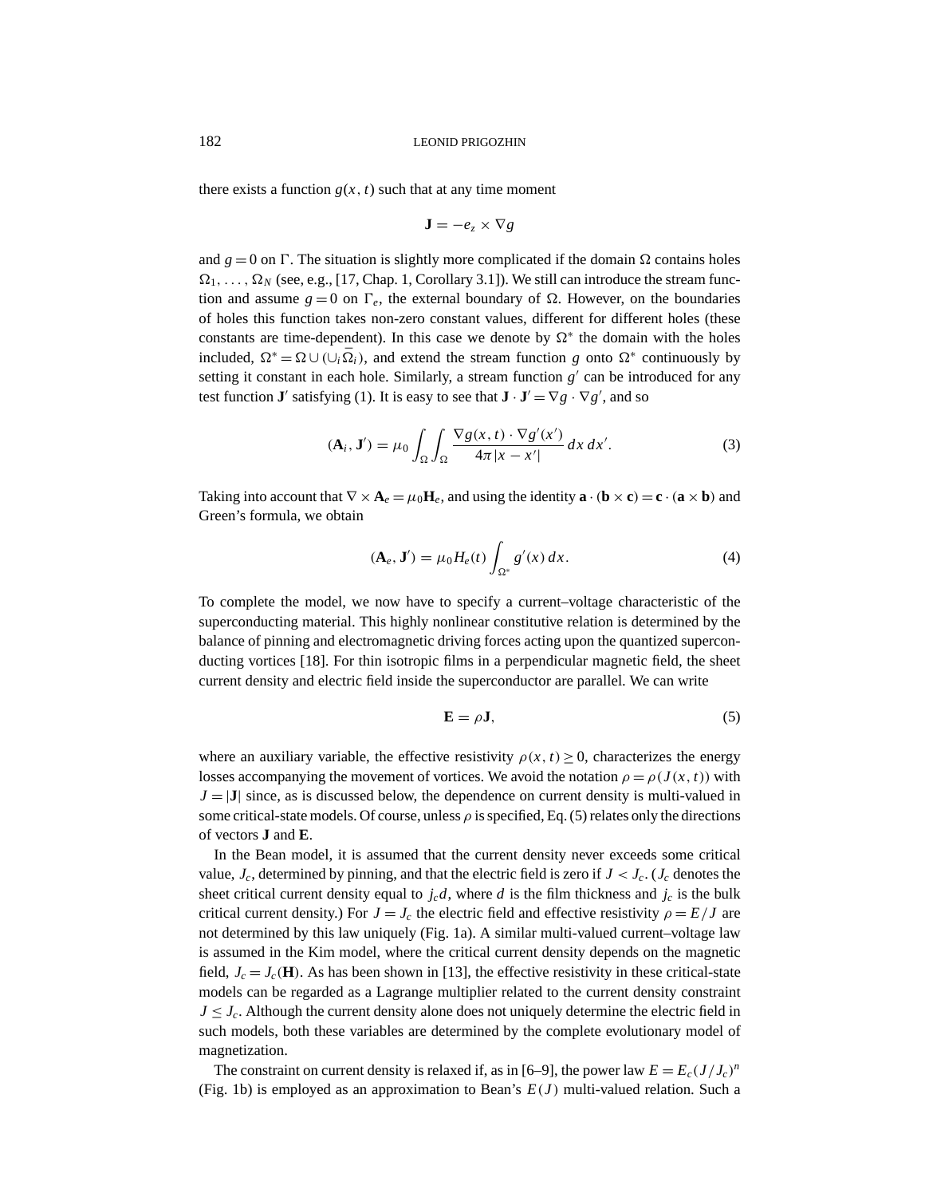there exists a function $g(x, t)$ such that at any time moment

$$\mathbf{J} = -e_z \times \nabla g$$

and $g = 0$ on $\Gamma$. The situation is slightly more complicated if the domain $\Omega$ contains holes $\Omega_1, \ldots, \Omega_N$ (see, e.g., [17, Chap. 1, Corollary 3.1]). We still can introduce the stream function and assume $g = 0$ on $\Gamma_e$, the external boundary of $\Omega$. However, on the boundaries of holes this function takes non-zero constant values, different for different holes (these constants are time-dependent). In this case we denote by $\Omega^*$ the domain with the holes included, $\Omega^* = \Omega \cup (\cup_i \bar{\Omega}_i)$, and extend the stream function $g$ onto $\Omega^*$ continuously by setting it constant in each hole. Similarly, a stream function $g'$ can be introduced for any test function $\mathbf{J}'$ satisfying (1). It is easy to see that $\mathbf{J} \cdot \mathbf{J}' = \nabla g \cdot \nabla g'$, and so

$$(\mathbf{A}_i, \mathbf{J}') = \mu_0 \int_\Omega \int_\Omega \frac{\nabla g(x, t) \cdot \nabla g'(x')}{4\pi |x - x'|} \, dx \, dx'. \tag{3}$$

Taking into account that $\nabla \times \mathbf{A}_e = \mu_0 \mathbf{H}_e$, and using the identity $\mathbf{a} \cdot (\mathbf{b} \times \mathbf{c}) = \mathbf{c} \cdot (\mathbf{a} \times \mathbf{b})$ and Green's formula, we obtain

$$(\mathbf{A}_e, \mathbf{J}') = \mu_0 H_e(t) \int_{\Omega^*} g'(x) \, dx. \tag{4}$$

To complete the model, we now have to specify a current–voltage characteristic of the superconducting material. This highly nonlinear constitutive relation is determined by the balance of pinning and electromagnetic driving forces acting upon the quantized superconducting vortices [18]. For thin isotropic films in a perpendicular magnetic field, the sheet current density and electric field inside the superconductor are parallel. We can write

$$\mathbf{E} = \rho \mathbf{J}, \tag{5}$$

where an auxiliary variable, the effective resistivity $\rho(x, t) \geq 0$, characterizes the energy losses accompanying the movement of vortices. We avoid the notation $\rho = \rho(J(x, t))$ with $J = |\mathbf{J}|$ since, as is discussed below, the dependence on current density is multi-valued in some critical-state models. Of course, unless $\rho$ is specified, Eq. (5) relates only the directions of vectors $\mathbf{J}$ and $\mathbf{E}$.

In the Bean model, it is assumed that the current density never exceeds some critical value, $J_c$, determined by pinning, and that the electric field is zero if $J < J_c$. ($J_c$ denotes the sheet critical current density equal to $j_c d$, where $d$ is the film thickness and $j_c$ is the bulk critical current density.) For $J = J_c$ the electric field and effective resistivity $\rho = E/J$ are not determined by this law uniquely (Fig. 1a). A similar multi-valued current–voltage law is assumed in the Kim model, where the critical current density depends on the magnetic field, $J_c = J_c(\mathbf{H})$. As has been shown in [13], the effective resistivity in these critical-state models can be regarded as a Lagrange multiplier related to the current density constraint $J \leq J_c$. Although the current density alone does not uniquely determine the electric field in such models, both these variables are determined by the complete evolutionary model of magnetization.

The constraint on current density is relaxed if, as in [6–9], the power law $E = E_c(J/J_c)^n$ (Fig. 1b) is employed as an approximation to Bean's $E(J)$ multi-valued relation. Such a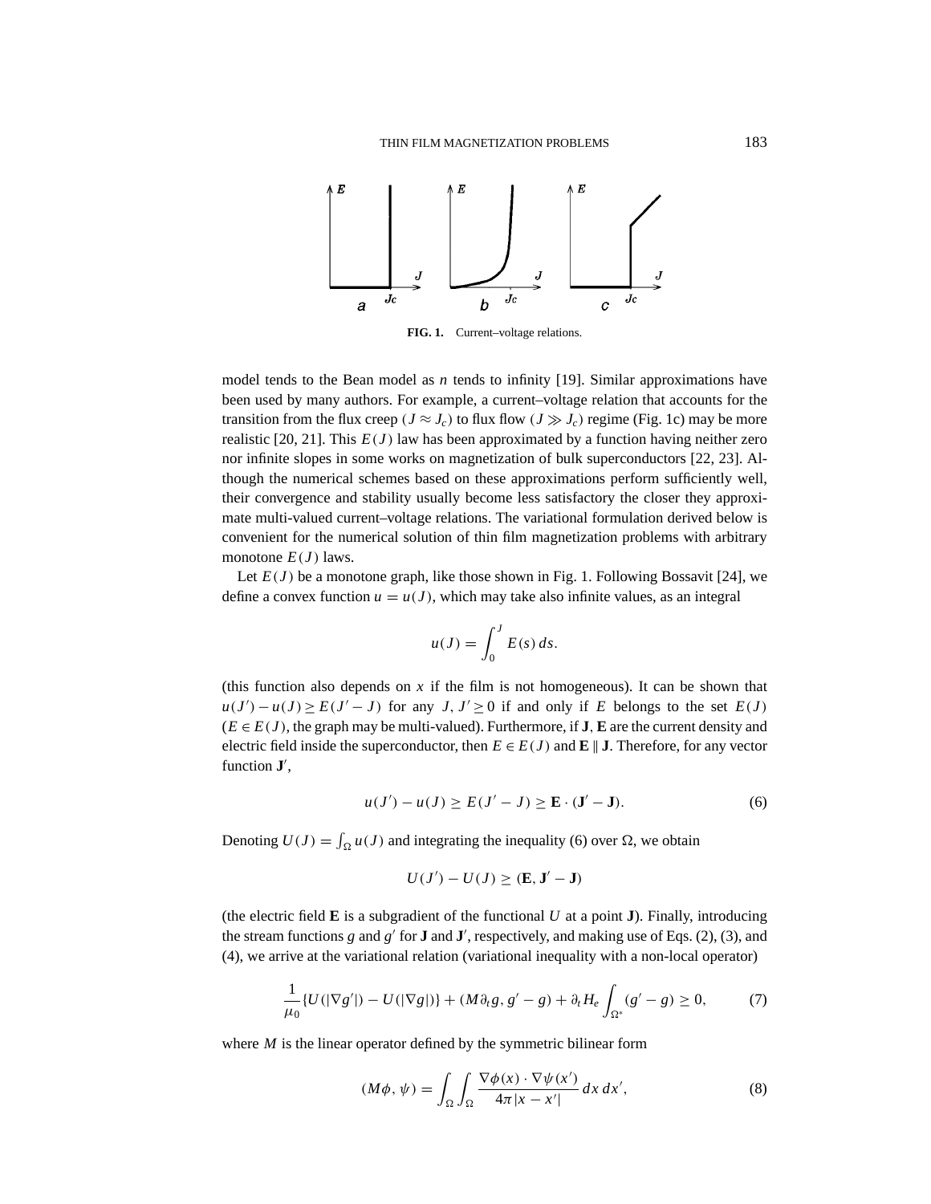**FIG. 1.** Current–voltage relations.

model tends to the Bean model as $n$ tends to infinity [19]. Similar approximations have been used by many authors. For example, a current–voltage relation that accounts for the transition from the flux creep ($J \approx J_c$) to flux flow ($J \gg J_c$) regime (Fig. 1c) may be more realistic [20, 21]. This $E(J)$ law has been approximated by a function having neither zero nor infinite slopes in some works on magnetization of bulk superconductors [22, 23]. Although the numerical schemes based on these approximations perform sufficiently well, their convergence and stability usually become less satisfactory the closer they approximate multi-valued current–voltage relations. The variational formulation derived below is convenient for the numerical solution of thin film magnetization problems with arbitrary monotone $E(J)$ laws.

Let $E(J)$ be a monotone graph, like those shown in Fig. 1. Following Bossavit [24], we define a convex function $u = u(J)$, which may take also infinite values, as an integral

$$u(J) = \int_0^J E(s)\,ds.$$

(this function also depends on $x$ if the film is not homogeneous). It can be shown that $u(J') - u(J) \geq E(J' - J)$ for any $J, J' \geq 0$ if and only if $E$ belongs to the set $E(J)$ ($E \in E(J)$, the graph may be multi-valued). Furthermore, if $\mathbf{J}, \mathbf{E}$ are the current density and electric field inside the superconductor, then $E \in E(J)$ and $\mathbf{E} \parallel \mathbf{J}$. Therefore, for any vector function $\mathbf{J}'$,

$$u(J') - u(J) \geq E(J' - J) \geq \mathbf{E} \cdot (\mathbf{J}' - \mathbf{J}). \tag{6}$$

Denoting $U(J) = \int_\Omega u(J)$ and integrating the inequality (6) over $\Omega$, we obtain

$$U(J') - U(J) \geq (\mathbf{E}, \mathbf{J}' - \mathbf{J})$$

(the electric field $\mathbf{E}$ is a subgradient of the functional $U$ at a point $\mathbf{J}$). Finally, introducing the stream functions $g$ and $g'$ for $\mathbf{J}$ and $\mathbf{J}'$, respectively, and making use of Eqs. (2), (3), and (4), we arrive at the variational relation (variational inequality with a non-local operator)

$$\frac{1}{\mu_0}\{U(|\nabla g'|) - U(|\nabla g|)\} + (M\partial_t g, g' - g) + \partial_t H_e \int_{\Omega^*} (g' - g) \geq 0, \tag{7}$$

where $M$ is the linear operator defined by the symmetric bilinear form

$$(M\phi, \psi) = \int_\Omega \int_\Omega \frac{\nabla\phi(x) \cdot \nabla\psi(x')}{4\pi|x - x'|}\,dx\,dx', \tag{8}$$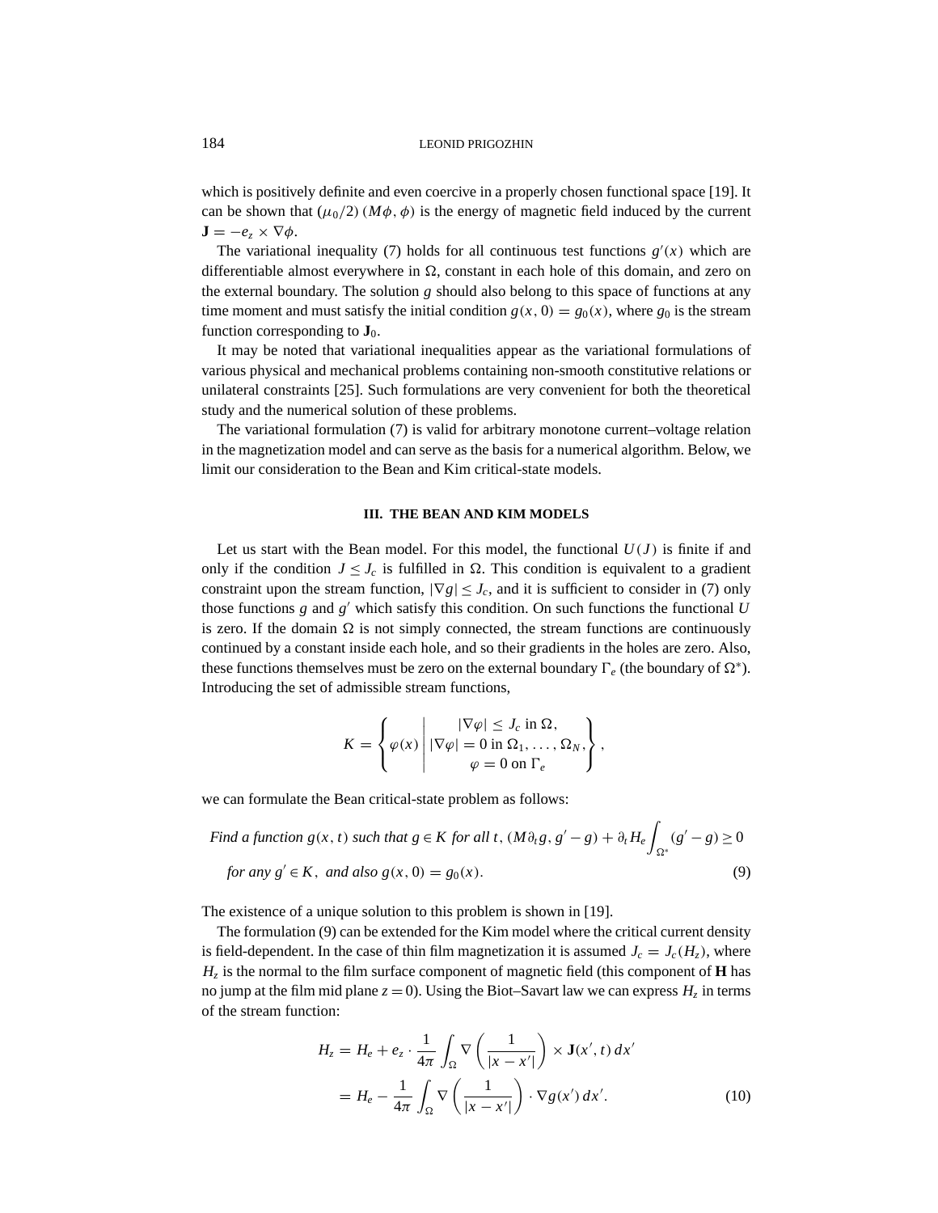which is positively definite and even coercive in a properly chosen functional space [19]. It can be shown that $(\mu_0/2)\,(M\phi, \phi)$ is the energy of magnetic field induced by the current $\mathbf{J} = -e_z \times \nabla\phi$.

The variational inequality (7) holds for all continuous test functions $g'(x)$ which are differentiable almost everywhere in $\Omega$, constant in each hole of this domain, and zero on the external boundary. The solution $g$ should also belong to this space of functions at any time moment and must satisfy the initial condition $g(x, 0) = g_0(x)$, where $g_0$ is the stream function corresponding to $\mathbf{J}_0$.

It may be noted that variational inequalities appear as the variational formulations of various physical and mechanical problems containing non-smooth constitutive relations or unilateral constraints [25]. Such formulations are very convenient for both the theoretical study and the numerical solution of these problems.

The variational formulation (7) is valid for arbitrary monotone current–voltage relation in the magnetization model and can serve as the basis for a numerical algorithm. Below, we limit our consideration to the Bean and Kim critical-state models.

## III. THE BEAN AND KIM MODELS

Let us start with the Bean model. For this model, the functional $U(J)$ is finite if and only if the condition $J \leq J_c$ is fulfilled in $\Omega$. This condition is equivalent to a gradient constraint upon the stream function, $|\nabla g| \leq J_c$, and it is sufficient to consider in (7) only those functions $g$ and $g'$ which satisfy this condition. On such functions the functional $U$ is zero. If the domain $\Omega$ is not simply connected, the stream functions are continuously continued by a constant inside each hole, and so their gradients in the holes are zero. Also, these functions themselves must be zero on the external boundary $\Gamma_e$ (the boundary of $\Omega^*$). Introducing the set of admissible stream functions,

$$K = \left\{ \varphi(x) \;\middle|\; \begin{array}{c} |\nabla\varphi| \leq J_c \text{ in } \Omega, \\ |\nabla\varphi| = 0 \text{ in } \Omega_1, \ldots, \Omega_N, \\ \varphi = 0 \text{ on } \Gamma_e \end{array} \right\},$$

we can formulate the Bean critical-state problem as follows:

$$\textit{Find a function } g(x,t) \textit{ such that } g \in K \textit{ for all } t,\ (M\partial_t g, g' - g) + \partial_t H_e \int_{\Omega^*} (g' - g) \geq 0$$
$$\textit{for any } g' \in K, \textit{ and also } g(x,0) = g_0(x). \tag{9}$$

The existence of a unique solution to this problem is shown in [19].

The formulation (9) can be extended for the Kim model where the critical current density is field-dependent. In the case of thin film magnetization it is assumed $J_c = J_c(H_z)$, where $H_z$ is the normal to the film surface component of magnetic field (this component of $\mathbf{H}$ has no jump at the film mid plane $z = 0$). Using the Biot–Savart law we can express $H_z$ in terms of the stream function:

$$\begin{aligned} H_z &= H_e + e_z \cdot \frac{1}{4\pi} \int_\Omega \nabla\left(\frac{1}{|x - x'|}\right) \times \mathbf{J}(x', t)\, dx' \\ &= H_e - \frac{1}{4\pi} \int_\Omega \nabla\left(\frac{1}{|x - x'|}\right) \cdot \nabla g(x')\, dx'. \end{aligned} \tag{10}$$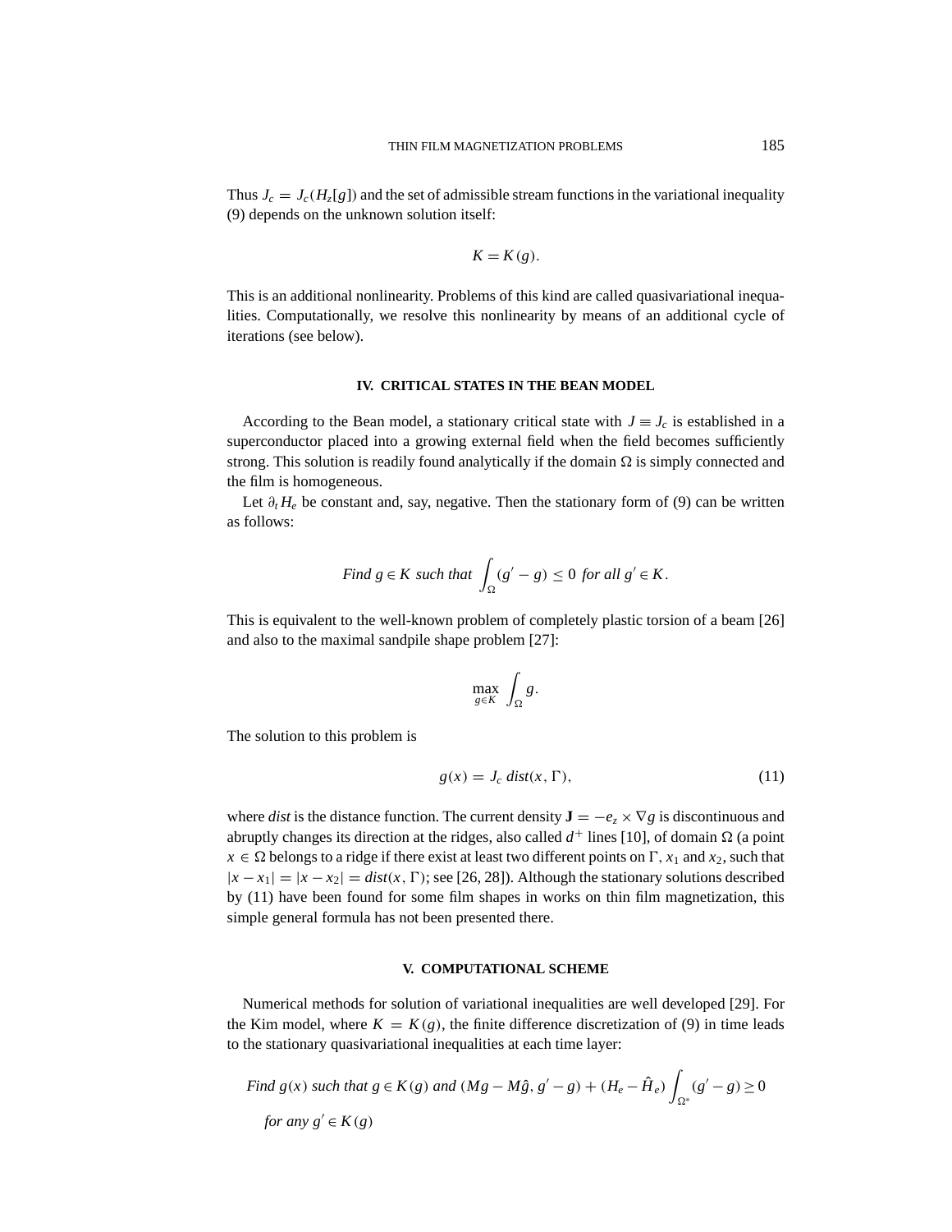Thus $J_c = J_c(H_z[g])$ and the set of admissible stream functions in the variational inequality (9) depends on the unknown solution itself:

$$K = K(g).$$

This is an additional nonlinearity. Problems of this kind are called quasivariational inequalities. Computationally, we resolve this nonlinearity by means of an additional cycle of iterations (see below).

## IV. CRITICAL STATES IN THE BEAN MODEL

According to the Bean model, a stationary critical state with $J \equiv J_c$ is established in a superconductor placed into a growing external field when the field becomes sufficiently strong. This solution is readily found analytically if the domain $\Omega$ is simply connected and the film is homogeneous.

Let $\partial_t H_e$ be constant and, say, negative. Then the stationary form of (9) can be written as follows:

$$\textit{Find } g \in K \textit{ such that } \int_\Omega (g' - g) \leq 0 \textit{ for all } g' \in K.$$

This is equivalent to the well-known problem of completely plastic torsion of a beam [26] and also to the maximal sandpile shape problem [27]:

$$\max_{g \in K} \int_\Omega g.$$

The solution to this problem is

$$g(x) = J_c \, dist(x, \Gamma), \tag{11}$$

where *dist* is the distance function. The current density $\mathbf{J} = -e_z \times \nabla g$ is discontinuous and abruptly changes its direction at the ridges, also called $d^+$ lines [10], of domain $\Omega$ (a point $x \in \Omega$ belongs to a ridge if there exist at least two different points on $\Gamma$, $x_1$ and $x_2$, such that $|x - x_1| = |x - x_2| = dist(x, \Gamma)$; see [26, 28]). Although the stationary solutions described by (11) have been found for some film shapes in works on thin film magnetization, this simple general formula has not been presented there.

## V. COMPUTATIONAL SCHEME

Numerical methods for solution of variational inequalities are well developed [29]. For the Kim model, where $K = K(g)$, the finite difference discretization of (9) in time leads to the stationary quasivariational inequalities at each time layer:

$$\textit{Find } g(x) \textit{ such that } g \in K(g) \textit{ and } (Mg - M\hat{g}, g' - g) + (H_e - \hat{H}_e) \int_{\Omega^*} (g' - g) \geq 0$$

$$\textit{for any } g' \in K(g)$$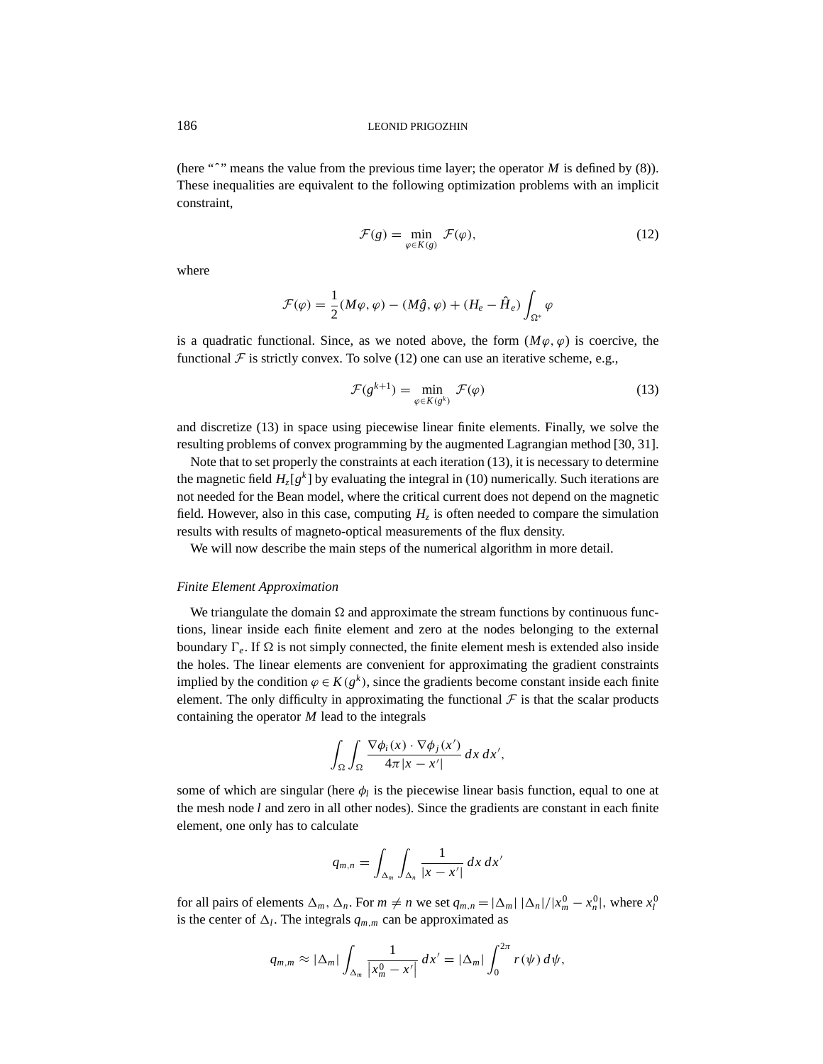(here "ˆ" means the value from the previous time layer; the operator $M$ is defined by (8)). These inequalities are equivalent to the following optimization problems with an implicit constraint,

$$\mathcal{F}(g) = \min_{\varphi \in K(g)} \mathcal{F}(\varphi), \tag{12}$$

where

$$\mathcal{F}(\varphi) = \frac{1}{2}(M\varphi, \varphi) - (M\hat{g}, \varphi) + (H_e - \hat{H}_e) \int_{\Omega^*} \varphi$$

is a quadratic functional. Since, as we noted above, the form $(M\varphi, \varphi)$ is coercive, the functional $\mathcal{F}$ is strictly convex. To solve (12) one can use an iterative scheme, e.g.,

$$\mathcal{F}(g^{k+1}) = \min_{\varphi \in K(g^k)} \mathcal{F}(\varphi) \tag{13}$$

and discretize (13) in space using piecewise linear finite elements. Finally, we solve the resulting problems of convex programming by the augmented Lagrangian method [30, 31].

Note that to set properly the constraints at each iteration (13), it is necessary to determine the magnetic field $H_z[g^k]$ by evaluating the integral in (10) numerically. Such iterations are not needed for the Bean model, where the critical current does not depend on the magnetic field. However, also in this case, computing $H_z$ is often needed to compare the simulation results with results of magneto-optical measurements of the flux density.

We will now describe the main steps of the numerical algorithm in more detail.

*Finite Element Approximation*

We triangulate the domain $\Omega$ and approximate the stream functions by continuous functions, linear inside each finite element and zero at the nodes belonging to the external boundary $\Gamma_e$. If $\Omega$ is not simply connected, the finite element mesh is extended also inside the holes. The linear elements are convenient for approximating the gradient constraints implied by the condition $\varphi \in K(g^k)$, since the gradients become constant inside each finite element. The only difficulty in approximating the functional $\mathcal{F}$ is that the scalar products containing the operator $M$ lead to the integrals

$$\int_\Omega \int_\Omega \frac{\nabla\phi_i(x) \cdot \nabla\phi_j(x')}{4\pi |x - x'|} \, dx \, dx',$$

some of which are singular (here $\phi_l$ is the piecewise linear basis function, equal to one at the mesh node $l$ and zero in all other nodes). Since the gradients are constant in each finite element, one only has to calculate

$$q_{m,n} = \int_{\Delta_m} \int_{\Delta_n} \frac{1}{|x - x'|} \, dx \, dx'$$

for all pairs of elements $\Delta_m$, $\Delta_n$. For $m \neq n$ we set $q_{m,n} = |\Delta_m| \, |\Delta_n| / |x_m^0 - x_n^0|$, where $x_l^0$ is the center of $\Delta_l$. The integrals $q_{m,m}$ can be approximated as

$$q_{m,m} \approx |\Delta_m| \int_{\Delta_m} \frac{1}{\left|x_m^0 - x'\right|} \, dx' = |\Delta_m| \int_0^{2\pi} r(\psi) \, d\psi,$$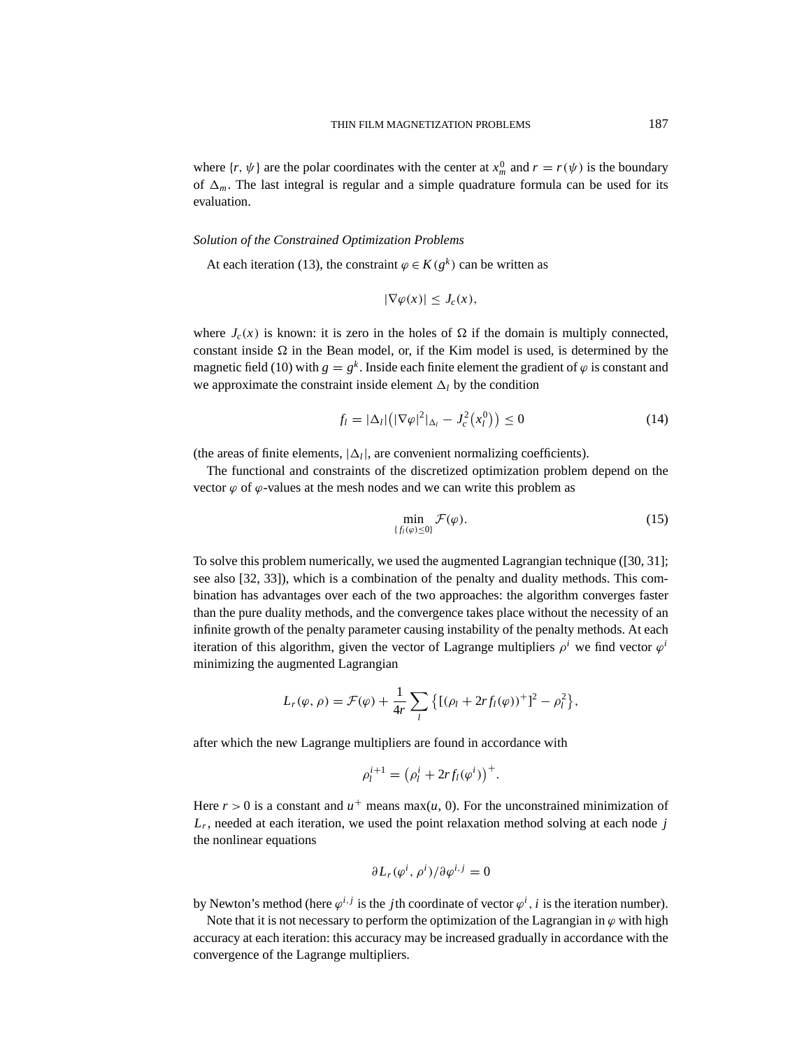where $\{r, \psi\}$ are the polar coordinates with the center at $x_m^0$ and $r = r(\psi)$ is the boundary of $\Delta_m$. The last integral is regular and a simple quadrature formula can be used for its evaluation.

*Solution of the Constrained Optimization Problems*

At each iteration (13), the constraint $\varphi \in K(g^k)$ can be written as

$$|\nabla\varphi(x)| \le J_c(x),$$

where $J_c(x)$ is known: it is zero in the holes of $\Omega$ if the domain is multiply connected, constant inside $\Omega$ in the Bean model, or, if the Kim model is used, is determined by the magnetic field (10) with $g = g^k$. Inside each finite element the gradient of $\varphi$ is constant and we approximate the constraint inside element $\Delta_l$ by the condition

$$f_l = |\Delta_l|\left(|\nabla\varphi|^2|_{\Delta_l} - J_c^2\left(x_l^0\right)\right) \le 0 \tag{14}$$

(the areas of finite elements, $|\Delta_l|$, are convenient normalizing coefficients).

The functional and constraints of the discretized optimization problem depend on the vector $\varphi$ of $\varphi$-values at the mesh nodes and we can write this problem as

$$\min_{\{f_l(\varphi)\le 0\}} \mathcal{F}(\varphi). \tag{15}$$

To solve this problem numerically, we used the augmented Lagrangian technique ([30, 31]; see also [32, 33]), which is a combination of the penalty and duality methods. This combination has advantages over each of the two approaches: the algorithm converges faster than the pure duality methods, and the convergence takes place without the necessity of an infinite growth of the penalty parameter causing instability of the penalty methods. At each iteration of this algorithm, given the vector of Lagrange multipliers $\rho^i$ we find vector $\varphi^i$ minimizing the augmented Lagrangian

$$L_r(\varphi, \rho) = \mathcal{F}(\varphi) + \frac{1}{4r}\sum_l \left\{[(\rho_l + 2r f_l(\varphi))^+]^2 - \rho_l^2\right\},$$

after which the new Lagrange multipliers are found in accordance with

$$\rho_l^{i+1} = \left(\rho_l^i + 2r f_l(\varphi^i)\right)^+.$$

Here $r > 0$ is a constant and $u^+$ means $\max(u, 0)$. For the unconstrained minimization of $L_r$, needed at each iteration, we used the point relaxation method solving at each node $j$ the nonlinear equations

$$\partial L_r(\varphi^i, \rho^i)/\partial\varphi^{i,j} = 0$$

by Newton's method (here $\varphi^{i,j}$ is the $j$th coordinate of vector $\varphi^i$, $i$ is the iteration number).

Note that it is not necessary to perform the optimization of the Lagrangian in $\varphi$ with high accuracy at each iteration: this accuracy may be increased gradually in accordance with the convergence of the Lagrange multipliers.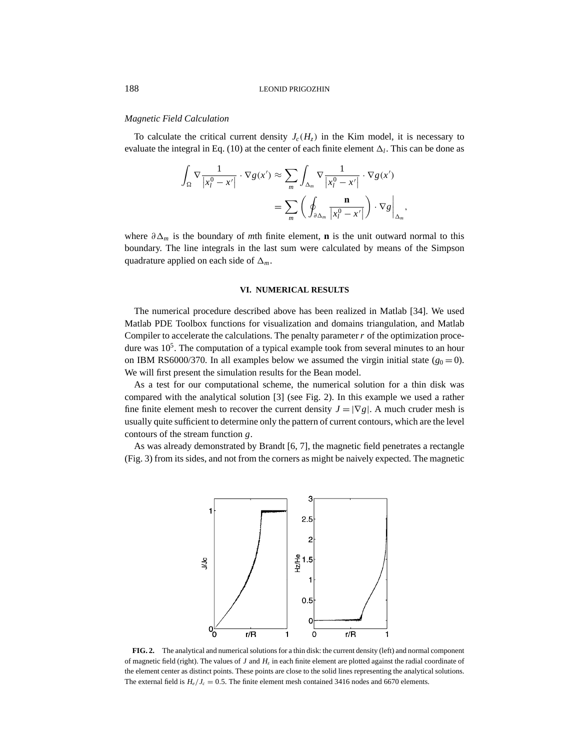*Magnetic Field Calculation*

To calculate the critical current density $J_c(H_z)$ in the Kim model, it is necessary to evaluate the integral in Eq. (10) at the center of each finite element $\Delta_l$. This can be done as

$$\int_\Omega \nabla \frac{1}{\left|x_l^0 - x'\right|} \cdot \nabla g(x') \approx \sum_m \int_{\Delta_m} \nabla \frac{1}{\left|x_l^0 - x'\right|} \cdot \nabla g(x')$$

$$= \sum_m \left( \oint_{\partial \Delta_m} \frac{\mathbf{n}}{\left|x_l^0 - x'\right|} \right) \cdot \nabla g \bigg|_{\Delta_m},$$

where $\partial \Delta_m$ is the boundary of $m$th finite element, $\mathbf{n}$ is the unit outward normal to this boundary. The line integrals in the last sum were calculated by means of the Simpson quadrature applied on each side of $\Delta_m$.

## VI. NUMERICAL RESULTS

The numerical procedure described above has been realized in Matlab [34]. We used Matlab PDE Toolbox functions for visualization and domains triangulation, and Matlab Compiler to accelerate the calculations. The penalty parameter $r$ of the optimization procedure was $10^5$. The computation of a typical example took from several minutes to an hour on IBM RS6000/370. In all examples below we assumed the virgin initial state ($g_0 = 0$). We will first present the simulation results for the Bean model.

As a test for our computational scheme, the numerical solution for a thin disk was compared with the analytical solution [3] (see Fig. 2). In this example we used a rather fine finite element mesh to recover the current density $J = |\nabla g|$. A much cruder mesh is usually quite sufficient to determine only the pattern of current contours, which are the level contours of the stream function $g$.

As was already demonstrated by Brandt [6, 7], the magnetic field penetrates a rectangle (Fig. 3) from its sides, and not from the corners as might be naively expected. The magnetic

**FIG. 2.** The analytical and numerical solutions for a thin disk: the current density (left) and normal component of magnetic field (right). The values of $J$ and $H_z$ in each finite element are plotted against the radial coordinate of the element center as distinct points. These points are close to the solid lines representing the analytical solutions. The external field is $H_e/J_c = 0.5$. The finite element mesh contained 3416 nodes and 6670 elements.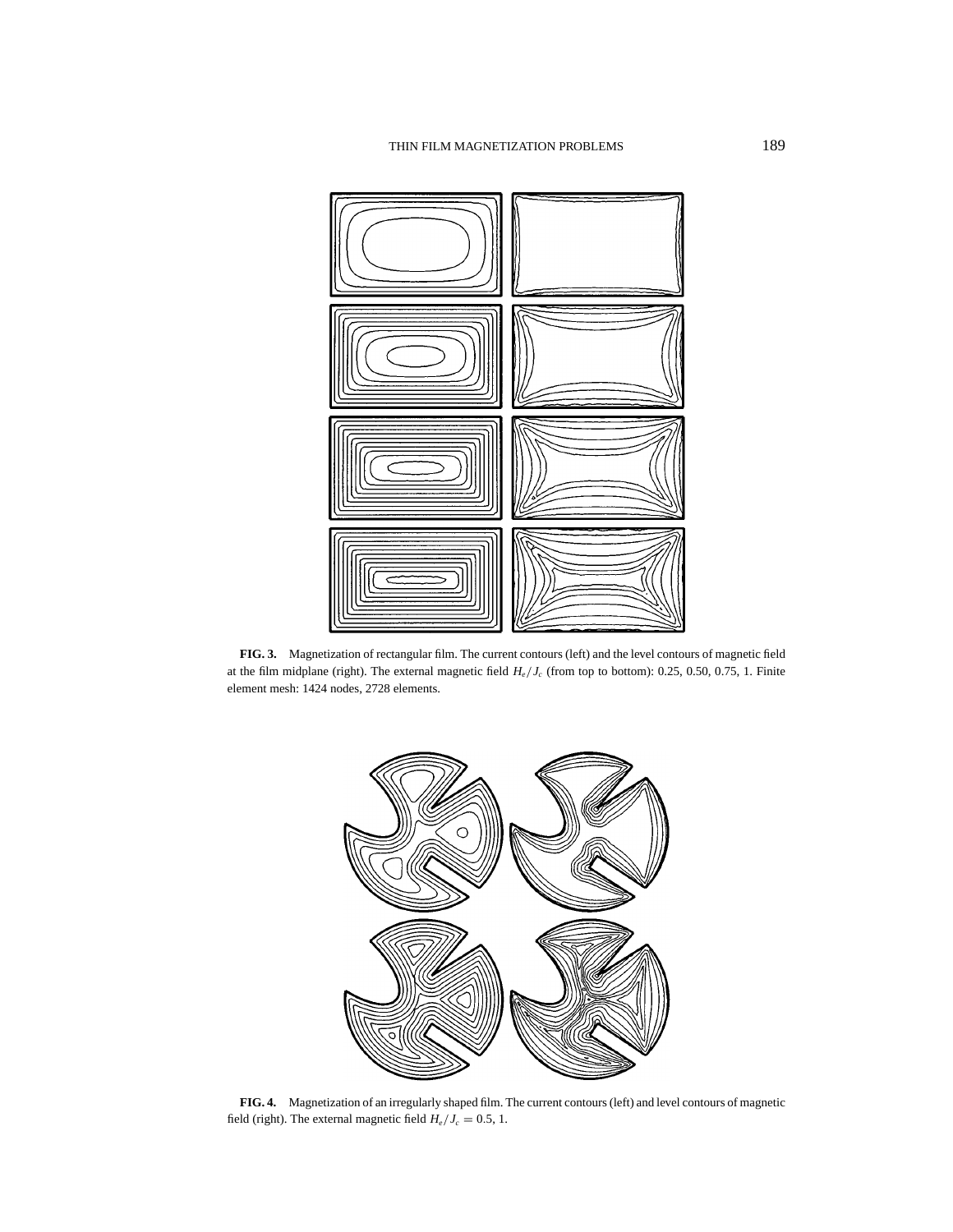**FIG. 3.** Magnetization of rectangular film. The current contours (left) and the level contours of magnetic field at the film midplane (right). The external magnetic field $H_e/J_c$ (from top to bottom): 0.25, 0.50, 0.75, 1. Finite element mesh: 1424 nodes, 2728 elements.

**FIG. 4.** Magnetization of an irregularly shaped film. The current contours (left) and level contours of magnetic field (right). The external magnetic field $H_e/J_c = 0.5, 1$.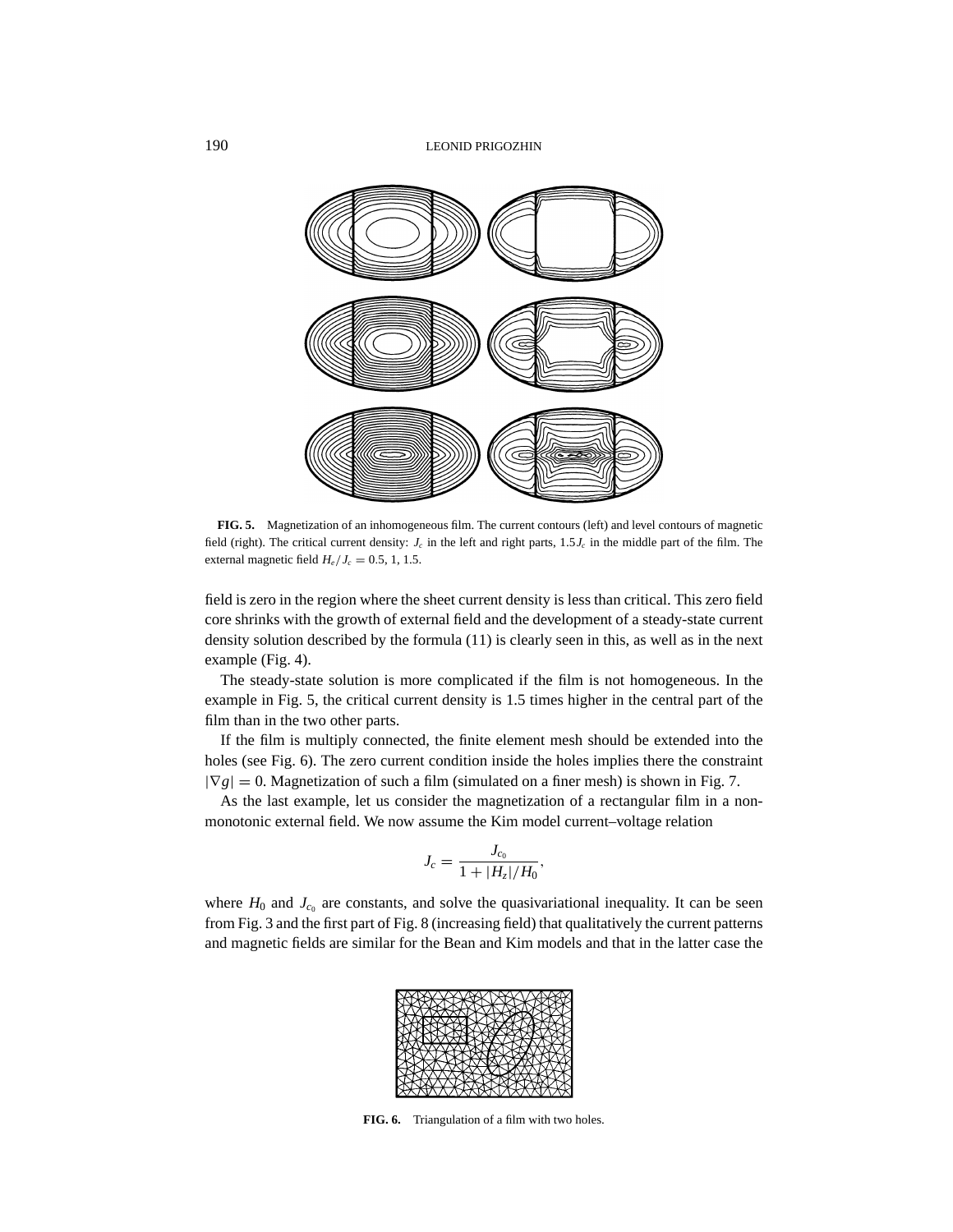**FIG. 5.** Magnetization of an inhomogeneous film. The current contours (left) and level contours of magnetic field (right). The critical current density: $J_c$ in the left and right parts, $1.5J_c$ in the middle part of the film. The external magnetic field $H_e/J_c = 0.5$, 1, 1.5.

field is zero in the region where the sheet current density is less than critical. This zero field core shrinks with the growth of external field and the development of a steady-state current density solution described by the formula (11) is clearly seen in this, as well as in the next example (Fig. 4).

The steady-state solution is more complicated if the film is not homogeneous. In the example in Fig. 5, the critical current density is 1.5 times higher in the central part of the film than in the two other parts.

If the film is multiply connected, the finite element mesh should be extended into the holes (see Fig. 6). The zero current condition inside the holes implies there the constraint $|\nabla g| = 0$. Magnetization of such a film (simulated on a finer mesh) is shown in Fig. 7.

As the last example, let us consider the magnetization of a rectangular film in a non-monotonic external field. We now assume the Kim model current–voltage relation

$$J_c = \frac{J_{c_0}}{1 + |H_z|/H_0},$$

where $H_0$ and $J_{c_0}$ are constants, and solve the quasivariational inequality. It can be seen from Fig. 3 and the first part of Fig. 8 (increasing field) that qualitatively the current patterns and magnetic fields are similar for the Bean and Kim models and that in the latter case the

**FIG. 6.** Triangulation of a film with two holes.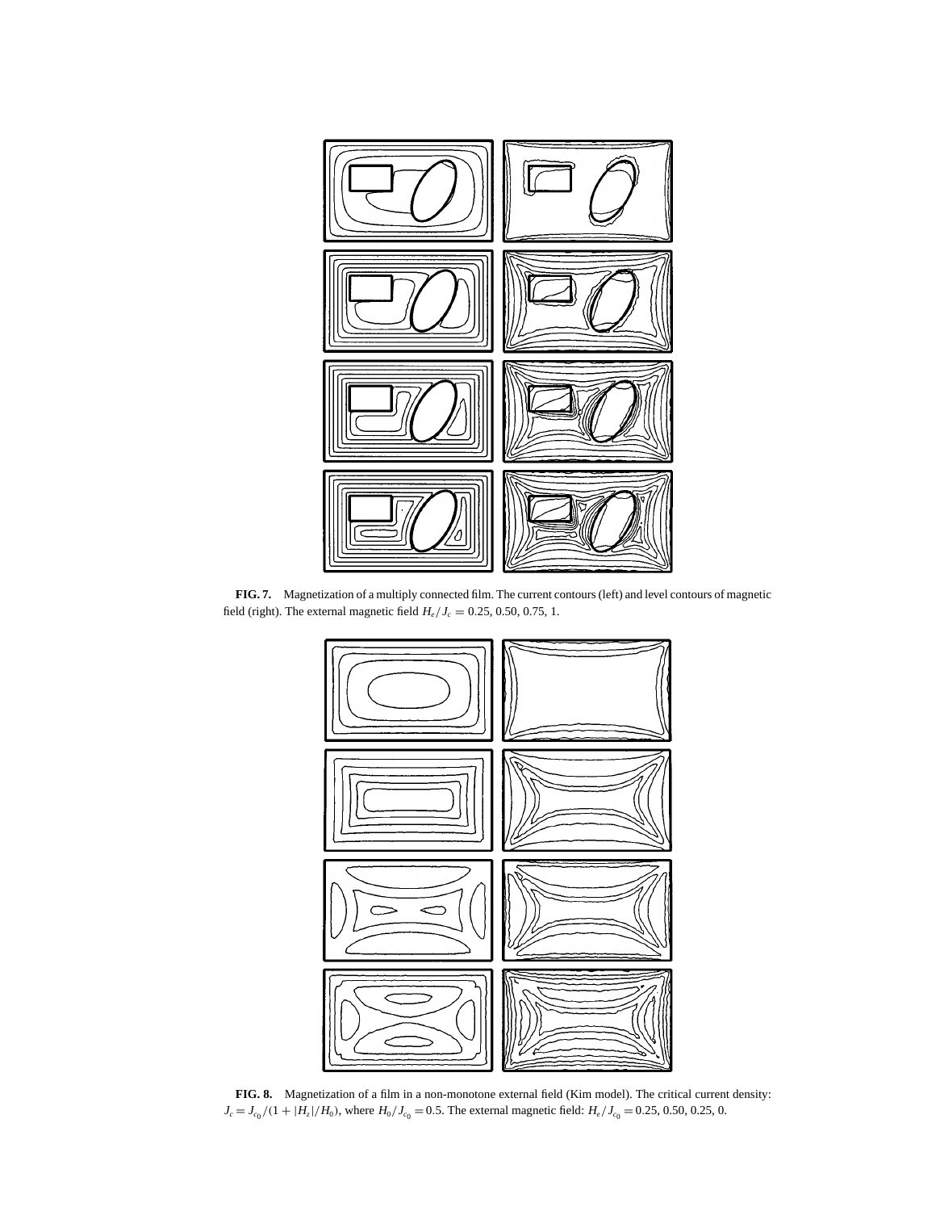**FIG. 7.** Magnetization of a multiply connected film. The current contours (left) and level contours of magnetic field (right). The external magnetic field $H_e/J_c = 0.25, 0.50, 0.75, 1$.

**FIG. 8.** Magnetization of a film in a non-monotone external field (Kim model). The critical current density: $J_c = J_{c_0}/(1 + |H_z|/H_0)$, where $H_0/J_{c_0} = 0.5$. The external magnetic field: $H_e/J_{c_0} = 0.25, 0.50, 0.25, 0$.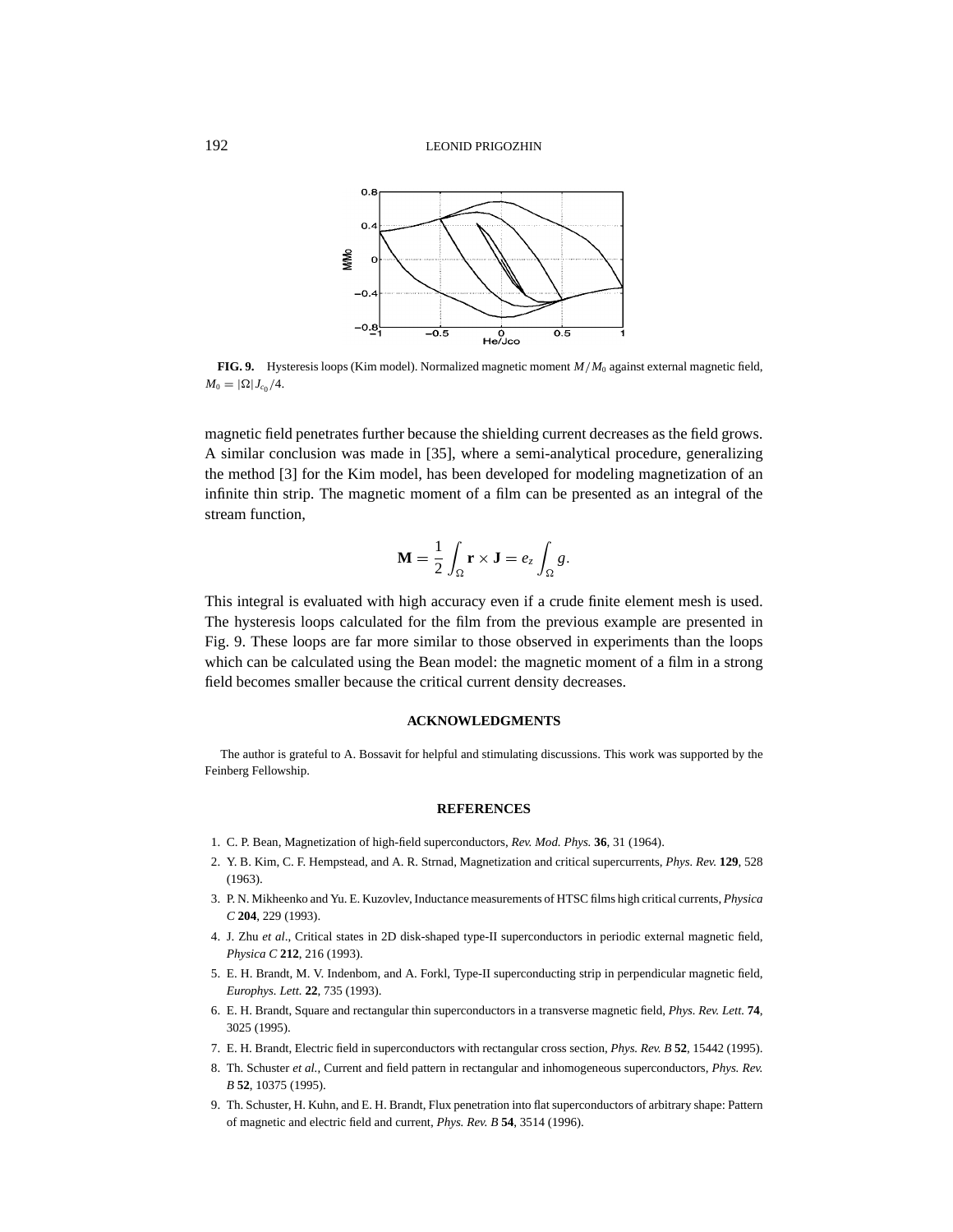**FIG. 9.** Hysteresis loops (Kim model). Normalized magnetic moment $M/M_0$ against external magnetic field, $M_0 = |\Omega| J_{c_0}/4$.

magnetic field penetrates further because the shielding current decreases as the field grows. A similar conclusion was made in [35], where a semi-analytical procedure, generalizing the method [3] for the Kim model, has been developed for modeling magnetization of an infinite thin strip. The magnetic moment of a film can be presented as an integral of the stream function,

$$\mathbf{M} = \frac{1}{2}\int_{\Omega} \mathbf{r} \times \mathbf{J} = e_z \int_{\Omega} g.$$

This integral is evaluated with high accuracy even if a crude finite element mesh is used. The hysteresis loops calculated for the film from the previous example are presented in Fig. 9. These loops are far more similar to those observed in experiments than the loops which can be calculated using the Bean model: the magnetic moment of a film in a strong field becomes smaller because the critical current density decreases.

## ACKNOWLEDGMENTS

The author is grateful to A. Bossavit for helpful and stimulating discussions. This work was supported by the Feinberg Fellowship.

## REFERENCES

1. C. P. Bean, Magnetization of high-field superconductors, *Rev. Mod. Phys.* **36**, 31 (1964).
2. Y. B. Kim, C. F. Hempstead, and A. R. Strnad, Magnetization and critical supercurrents, *Phys. Rev.* **129**, 528 (1963).
3. P. N. Mikheenko and Yu. E. Kuzovlev, Inductance measurements of HTSC films high critical currents, *Physica C* **204**, 229 (1993).
4. J. Zhu *et al*., Critical states in 2D disk-shaped type-II superconductors in periodic external magnetic field, *Physica C* **212**, 216 (1993).
5. E. H. Brandt, M. V. Indenbom, and A. Forkl, Type-II superconducting strip in perpendicular magnetic field, *Europhys. Lett.* **22**, 735 (1993).
6. E. H. Brandt, Square and rectangular thin superconductors in a transverse magnetic field, *Phys. Rev. Lett.* **74**, 3025 (1995).
7. E. H. Brandt, Electric field in superconductors with rectangular cross section, *Phys. Rev. B* **52**, 15442 (1995).
8. Th. Schuster *et al.*, Current and field pattern in rectangular and inhomogeneous superconductors, *Phys. Rev. B* **52**, 10375 (1995).
9. Th. Schuster, H. Kuhn, and E. H. Brandt, Flux penetration into flat superconductors of arbitrary shape: Pattern of magnetic and electric field and current, *Phys. Rev. B* **54**, 3514 (1996).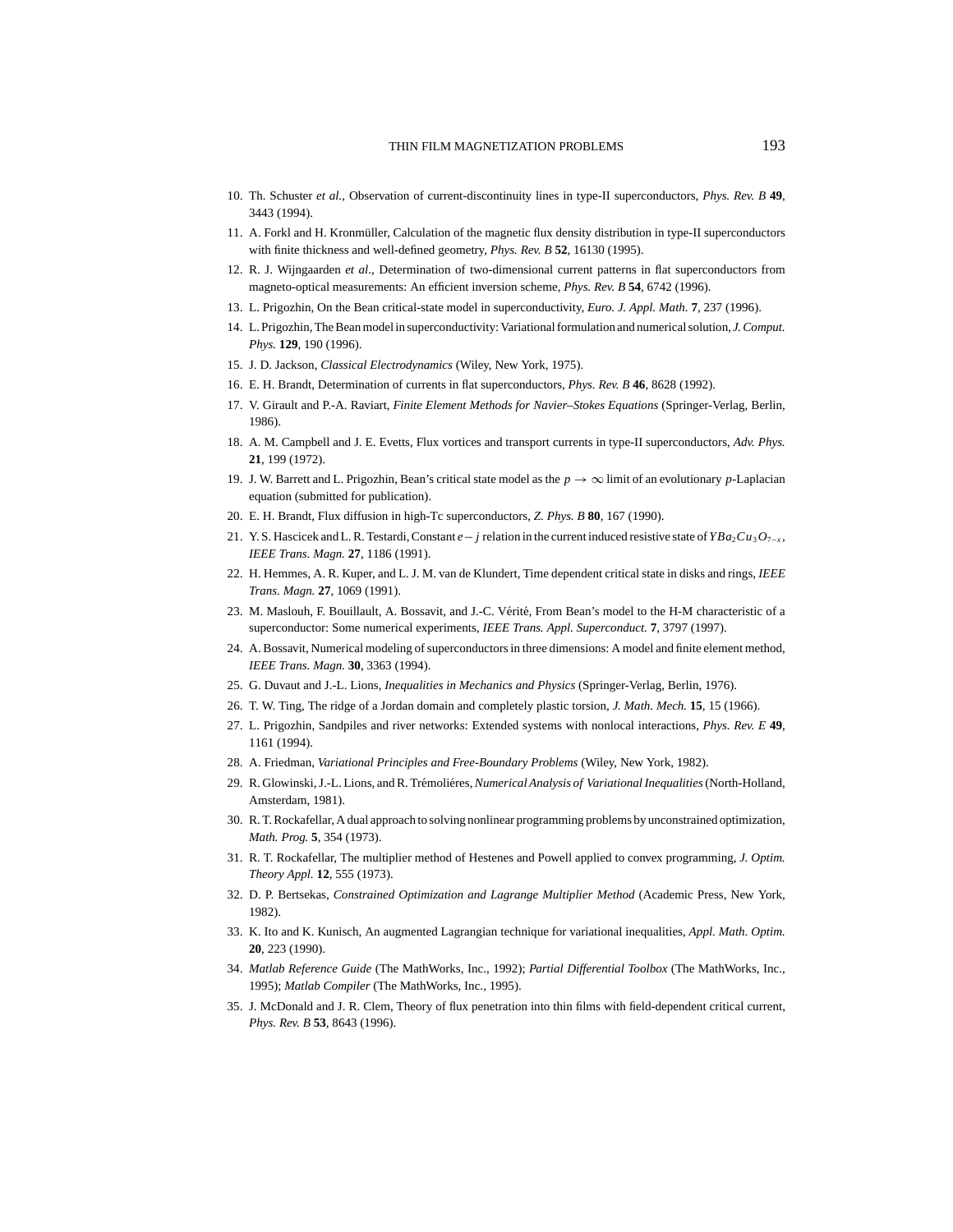10. Th. Schuster *et al.*, Observation of current-discontinuity lines in type-II superconductors, *Phys. Rev. B* **49**, 3443 (1994).
11. A. Forkl and H. Kronmüller, Calculation of the magnetic flux density distribution in type-II superconductors with finite thickness and well-defined geometry, *Phys. Rev. B* **52**, 16130 (1995).
12. R. J. Wijngaarden *et al*., Determination of two-dimensional current patterns in flat superconductors from magneto-optical measurements: An efficient inversion scheme, *Phys. Rev. B* **54**, 6742 (1996).
13. L. Prigozhin, On the Bean critical-state model in superconductivity, *Euro. J. Appl. Math*. **7**, 237 (1996).
14. L. Prigozhin, The Bean model in superconductivity: Variational formulation and numerical solution, *J. Comput. Phys.* **129**, 190 (1996).
15. J. D. Jackson, *Classical Electrodynamics* (Wiley, New York, 1975).
16. E. H. Brandt, Determination of currents in flat superconductors, *Phys. Rev. B* **46**, 8628 (1992).
17. V. Girault and P.-A. Raviart, *Finite Element Methods for Navier–Stokes Equations* (Springer-Verlag, Berlin, 1986).
18. A. M. Campbell and J. E. Evetts, Flux vortices and transport currents in type-II superconductors, *Adv. Phys.* **21**, 199 (1972).
19. J. W. Barrett and L. Prigozhin, Bean's critical state model as the $p \to \infty$ limit of an evolutionary $p$-Laplacian equation (submitted for publication).
20. E. H. Brandt, Flux diffusion in high-Tc superconductors, *Z. Phys. B* **80**, 167 (1990).
21. Y. S. Hascicek and L. R. Testardi, Constant $e - j$ relation in the current induced resistive state of $YBa_2Cu_3O_{7-x}$, *IEEE Trans. Magn.* **27**, 1186 (1991).
22. H. Hemmes, A. R. Kuper, and L. J. M. van de Klundert, Time dependent critical state in disks and rings, *IEEE Trans. Magn.* **27**, 1069 (1991).
23. M. Maslouh, F. Bouillault, A. Bossavit, and J.-C. Vérité, From Bean's model to the H-M characteristic of a superconductor: Some numerical experiments, *IEEE Trans. Appl. Superconduct.* **7**, 3797 (1997).
24. A. Bossavit, Numerical modeling of superconductors in three dimensions: A model and finite element method, *IEEE Trans. Magn.* **30**, 3363 (1994).
25. G. Duvaut and J.-L. Lions, *Inequalities in Mechanics and Physics* (Springer-Verlag, Berlin, 1976).
26. T. W. Ting, The ridge of a Jordan domain and completely plastic torsion, *J. Math. Mech.* **15**, 15 (1966).
27. L. Prigozhin, Sandpiles and river networks: Extended systems with nonlocal interactions, *Phys. Rev. E* **49**, 1161 (1994).
28. A. Friedman, *Variational Principles and Free-Boundary Problems* (Wiley, New York, 1982).
29. R. Glowinski, J.-L. Lions, and R. Trémoliéres, *Numerical Analysis of Variational Inequalities* (North-Holland, Amsterdam, 1981).
30. R. T. Rockafellar, A dual approach to solving nonlinear programming problems by unconstrained optimization, *Math. Prog.* **5**, 354 (1973).
31. R. T. Rockafellar, The multiplier method of Hestenes and Powell applied to convex programming, *J. Optim. Theory Appl.* **12**, 555 (1973).
32. D. P. Bertsekas, *Constrained Optimization and Lagrange Multiplier Method* (Academic Press, New York, 1982).
33. K. Ito and K. Kunisch, An augmented Lagrangian technique for variational inequalities, *Appl. Math. Optim.* **20**, 223 (1990).
34. *Matlab Reference Guide* (The MathWorks, Inc., 1992); *Partial Differential Toolbox* (The MathWorks, Inc., 1995); *Matlab Compiler* (The MathWorks, Inc., 1995).
35. J. McDonald and J. R. Clem, Theory of flux penetration into thin films with field-dependent critical current, *Phys. Rev. B* **53**, 8643 (1996).